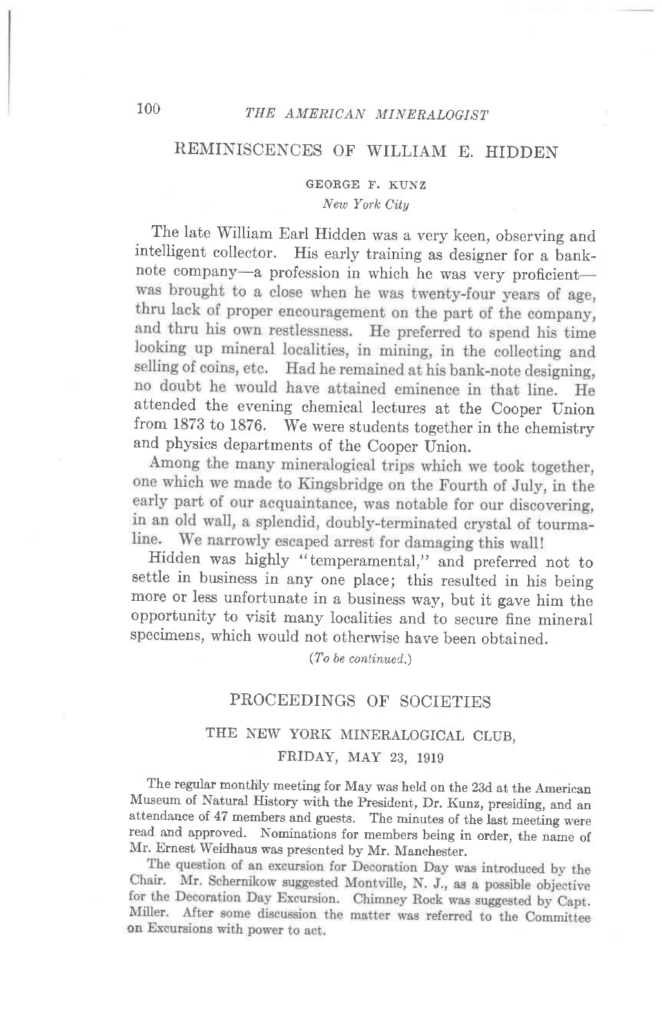## REMINISCENCES OF WILLIAM E. HIDDEN

GEORGE F. KUNZ

*New York City*

The late William Earl Hidden was a very keen, observing and intelligent collector. His early training as designer for a bank-note company—a profession in which he was very proficient—was brought to a close when he was twenty-four years of age, thru lack of proper encouragement on the part of the company, and thru his own restlessness. He preferred to spend his time looking up mineral localities, in mining, in the collecting and selling of coins, etc. Had he remained at his bank-note designing, no doubt he would have attained eminence in that line. He attended the evening chemical lectures at the Cooper Union from 1873 to 1876. We were students together in the chemistry and physics departments of the Cooper Union.

Among the many mineralogical trips which we took together, one which we made to Kingsbridge on the Fourth of July, in the early part of our acquaintance, was notable for our discovering, in an old wall, a splendid, doubly-terminated crystal of tourmaline. We narrowly escaped arrest for damaging this wall!

Hidden was highly "temperamental," and preferred not to settle in business in any one place; this resulted in his being more or less unfortunate in a business way, but it gave him the opportunity to visit many localities and to secure fine mineral specimens, which would not otherwise have been obtained.

(*To be continued.*)

## PROCEEDINGS OF SOCIETIES

### THE NEW YORK MINERALOGICAL CLUB,
### FRIDAY, MAY 23, 1919

The regular monthly meeting for May was held on the 23d at the American Museum of Natural History with the President, Dr. Kunz, presiding, and an attendance of 47 members and guests. The minutes of the last meeting were read and approved. Nominations for members being in order, the name of Mr. Ernest Weidhaus was presented by Mr. Manchester.

The question of an excursion for Decoration Day was introduced by the Chair. Mr. Schernikow suggested Montville, N. J., as a possible objective for the Decoration Day Excursion. Chimney Rock was suggested by Capt. Miller. After some discussion the matter was referred to the Committee on Excursions with power to act.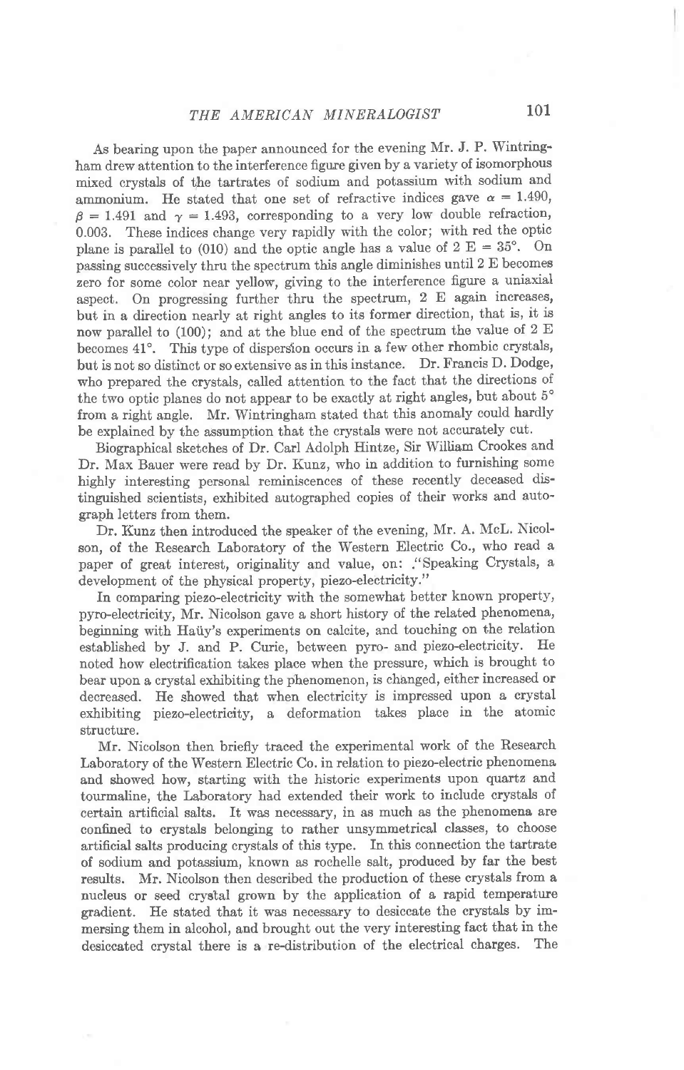As bearing upon the paper announced for the evening Mr. J. P. Wintringham drew attention to the interference figure given by a variety of isomorphous mixed crystals of the tartrates of sodium and potassium with sodium and ammonium. He stated that one set of refractive indices gave $\alpha = 1.490$, $\beta = 1.491$ and $\gamma = 1.493$, corresponding to a very low double refraction, 0.003. These indices change very rapidly with the color; with red the optic plane is parallel to (010) and the optic angle has a value of $2 \text{ E} = 35°$. On passing successively thru the spectrum this angle diminishes until 2 E becomes zero for some color near yellow, giving to the interference figure a uniaxial aspect. On progressing further thru the spectrum, 2 E again increases, but in a direction nearly at right angles to its former direction, that is, it is now parallel to (100); and at the blue end of the spectrum the value of 2 E becomes 41°. This type of dispersion occurs in a few other rhombic crystals, but is not so distinct or so extensive as in this instance. Dr. Francis D. Dodge, who prepared the crystals, called attention to the fact that the directions of the two optic planes do not appear to be exactly at right angles, but about 5° from a right angle. Mr. Wintringham stated that this anomaly could hardly be explained by the assumption that the crystals were not accurately cut.

Biographical sketches of Dr. Carl Adolph Hintze, Sir William Crookes and Dr. Max Bauer were read by Dr. Kunz, who in addition to furnishing some highly interesting personal reminiscences of these recently deceased distinguished scientists, exhibited autographed copies of their works and autograph letters from them.

Dr. Kunz then introduced the speaker of the evening, Mr. A. McL. Nicolson, of the Research Laboratory of the Western Electric Co., who read a paper of great interest, originality and value, on: "Speaking Crystals, a development of the physical property, piezo-electricity."

In comparing piezo-electricity with the somewhat better known property, pyro-electricity, Mr. Nicolson gave a short history of the related phenomena, beginning with Haüy's experiments on calcite, and touching on the relation established by J. and P. Curie, between pyro- and piezo-electricity. He noted how electrification takes place when the pressure, which is brought to bear upon a crystal exhibiting the phenomenon, is changed, either increased or decreased. He showed that when electricity is impressed upon a crystal exhibiting piezo-electricity, a deformation takes place in the atomic structure.

Mr. Nicolson then briefly traced the experimental work of the Research Laboratory of the Western Electric Co. in relation to piezo-electric phenomena and showed how, starting with the historic experiments upon quartz and tourmaline, the Laboratory had extended their work to include crystals of certain artificial salts. It was necessary, in as much as the phenomena are confined to crystals belonging to rather unsymmetrical classes, to choose artificial salts producing crystals of this type. In this connection the tartrate of sodium and potassium, known as rochelle salt, produced by far the best results. Mr. Nicolson then described the production of these crystals from a nucleus or seed crystal grown by the application of a rapid temperature gradient. He stated that it was necessary to desiccate the crystals by immersing them in alcohol, and brought out the very interesting fact that in the desiccated crystal there is a re-distribution of the electrical charges. The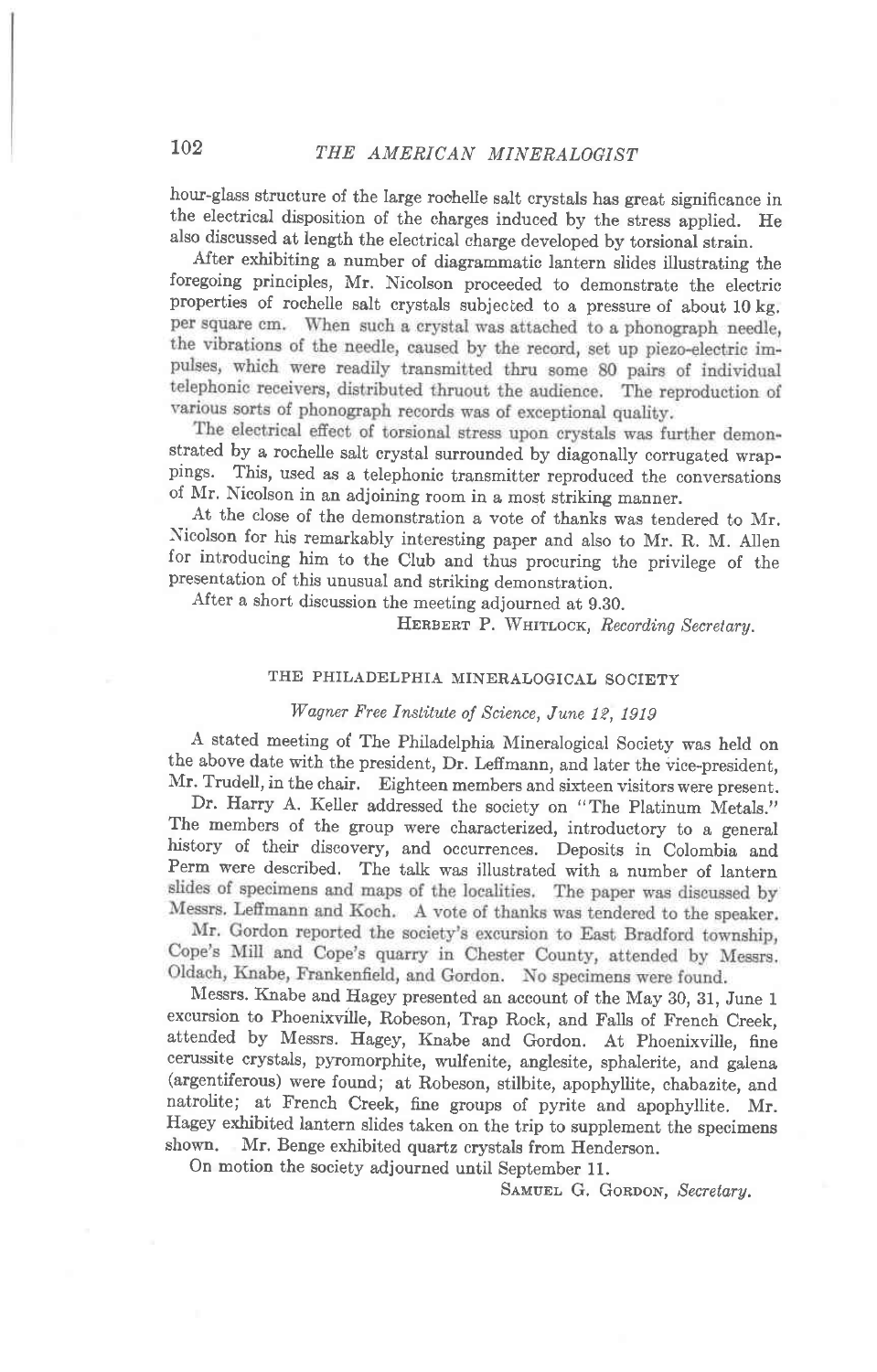hour-glass structure of the large rochelle salt crystals has great significance in the electrical disposition of the charges induced by the stress applied. He also discussed at length the electrical charge developed by torsional strain.

After exhibiting a number of diagrammatic lantern slides illustrating the foregoing principles, Mr. Nicolson proceeded to demonstrate the electric properties of rochelle salt crystals subjected to a pressure of about 10 kg. per square cm. When such a crystal was attached to a phonograph needle, the vibrations of the needle, caused by the record, set up piezo-electric impulses, which were readily transmitted thru some 80 pairs of individual telephonic receivers, distributed thruout the audience. The reproduction of various sorts of phonograph records was of exceptional quality.

The electrical effect of torsional stress upon crystals was further demonstrated by a rochelle salt crystal surrounded by diagonally corrugated wrappings. This, used as a telephonic transmitter reproduced the conversations of Mr. Nicolson in an adjoining room in a most striking manner.

At the close of the demonstration a vote of thanks was tendered to Mr. Nicolson for his remarkably interesting paper and also to Mr. R. M. Allen for introducing him to the Club and thus procuring the privilege of the presentation of this unusual and striking demonstration.

After a short discussion the meeting adjourned at 9.30.

Herbert P. Whitlock, *Recording Secretary.*

## THE PHILADELPHIA MINERALOGICAL SOCIETY

*Wagner Free Institute of Science, June 12, 1919*

A stated meeting of The Philadelphia Mineralogical Society was held on the above date with the president, Dr. Leffmann, and later the vice-president, Mr. Trudell, in the chair. Eighteen members and sixteen visitors were present.

Dr. Harry A. Keller addressed the society on "The Platinum Metals." The members of the group were characterized, introductory to a general history of their discovery, and occurrences. Deposits in Colombia and Perm were described. The talk was illustrated with a number of lantern slides of specimens and maps of the localities. The paper was discussed by Messrs. Leffmann and Koch. A vote of thanks was tendered to the speaker.

Mr. Gordon reported the society's excursion to East Bradford township, Cope's Mill and Cope's quarry in Chester County, attended by Messrs. Oldach, Knabe, Frankenfield, and Gordon. No specimens were found.

Messrs. Knabe and Hagey presented an account of the May 30, 31, June 1 excursion to Phoenixville, Robeson, Trap Rock, and Falls of French Creek, attended by Messrs. Hagey, Knabe and Gordon. At Phoenixville, fine cerussite crystals, pyromorphite, wulfenite, anglesite, sphalerite, and galena (argentiferous) were found; at Robeson, stilbite, apophyllite, chabazite, and natrolite; at French Creek, fine groups of pyrite and apophyllite. Mr. Hagey exhibited lantern slides taken on the trip to supplement the specimens shown. Mr. Benge exhibited quartz crystals from Henderson.

On motion the society adjourned until September 11.

Samuel G. Gordon, *Secretary.*